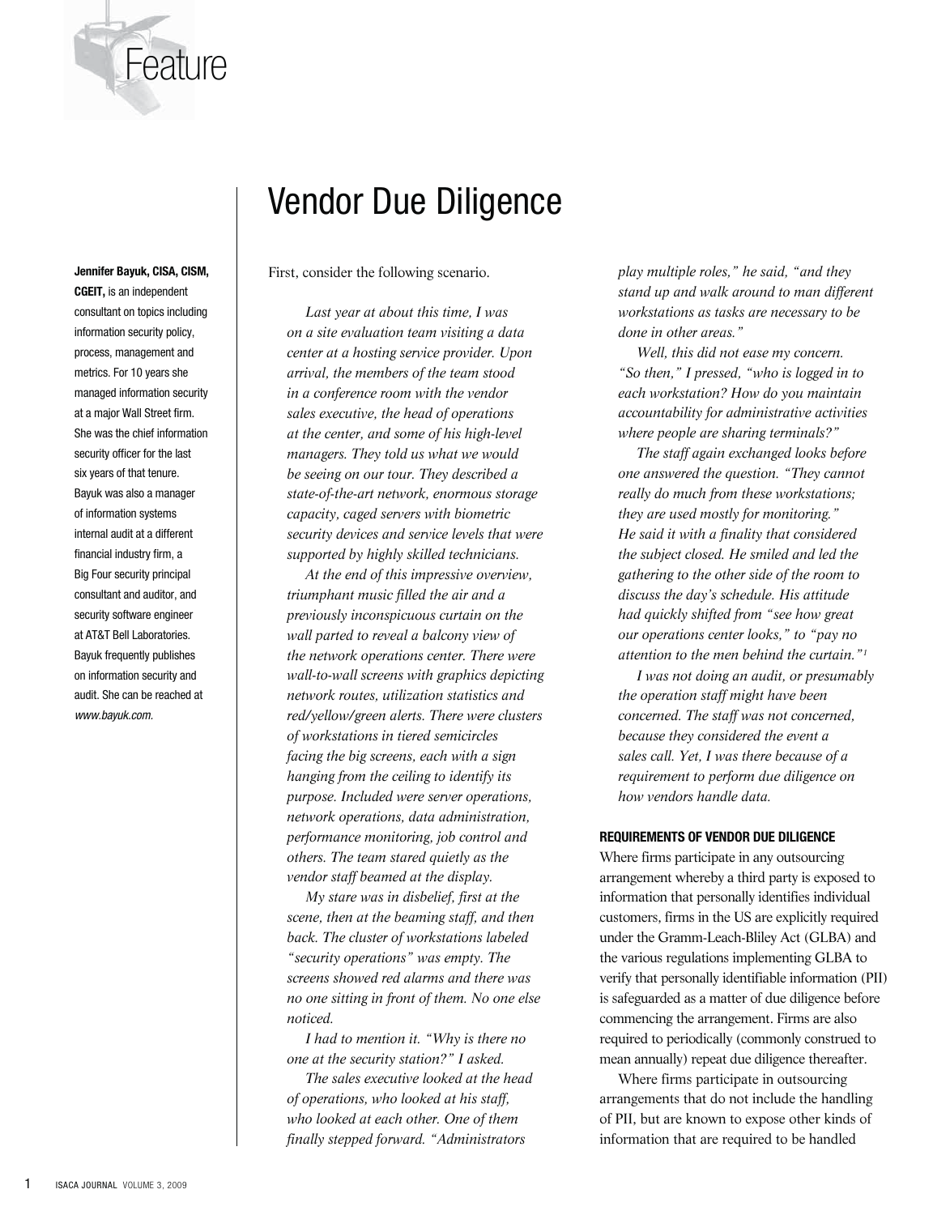# Vendor Due Diligence

**Jennifer Bayuk, CISA, CISM, CGEIT,** is an independent consultant on topics including information security policy, process, management and metrics. For 10 years she managed information security at a major Wall Street firm. She was the chief information security officer for the last six years of that tenure. Bayuk was also a manager of information systems internal audit at a different financial industry firm, a Big Four security principal consultant and auditor, and security software engineer at AT&T Bell Laboratories. Bayuk frequently publishes on information security and audit. She can be reached at *www.bayuk.com.*

First, consider the following scenario.

*Last year at about this time, I was on a site evaluation team visiting a data center at a hosting service provider. Upon arrival, the members of the team stood in a conference room with the vendor sales executive, the head of operations at the center, and some of his high-level managers. They told us what we would be seeing on our tour. They described a state-of-the-art network, enormous storage capacity, caged servers with biometric security devices and service levels that were supported by highly skilled technicians.*

*At the end of this impressive overview, triumphant music filled the air and a previously inconspicuous curtain on the wall parted to reveal a balcony view of the network operations center. There were wall-to-wall screens with graphics depicting network routes, utilization statistics and red/yellow/green alerts. There were clusters of workstations in tiered semicircles facing the big screens, each with a sign hanging from the ceiling to identify its purpose. Included were server operations, network operations, data administration, performance monitoring, job control and others. The team stared quietly as the vendor staff beamed at the display.*

*My stare was in disbelief, first at the scene, then at the beaming staff, and then back. The cluster of workstations labeled "security operations" was empty. The screens showed red alarms and there was no one sitting in front of them. No one else noticed.*

*I had to mention it. "Why is there no one at the security station?" I asked.*

*The sales executive looked at the head of operations, who looked at his staff, who looked at each other. One of them finally stepped forward. "Administrators play multiple roles," he said, "and they stand up and walk around to man different workstations as tasks are necessary to be done in other areas."*

*Well, this did not ease my concern. "So then," I pressed, "who is logged in to each workstation? How do you maintain accountability for administrative activities where people are sharing terminals?"*

*The staff again exchanged looks before one answered the question. "They cannot really do much from these workstations; they are used mostly for monitoring." He said it with a finality that considered the subject closed. He smiled and led the gathering to the other side of the room to discuss the day's schedule. His attitude had quickly shifted from "see how great our operations center looks," to "pay no attention to the men behind the curtain."[1]*

*I was not doing an audit, or presumably the operation staff might have been concerned. The staff was not concerned, because they considered the event a sales call. Yet, I was there because of a requirement to perform due diligence on how vendors handle data.*

## REQUIREMENTS OF VENDOR DUE DILIGENCE

Where firms participate in any outsourcing arrangement whereby a third party is exposed to information that personally identifies individual customers, firms in the US are explicitly required under the Gramm-Leach-Bliley Act (GLBA) and the various regulations implementing GLBA to verify that personally identifiable information (PII) is safeguarded as a matter of due diligence before commencing the arrangement. Firms are also required to periodically (commonly construed to mean annually) repeat due diligence thereafter.

Where firms participate in outsourcing arrangements that do not include the handling of PII, but are known to expose other kinds of information that are required to be handled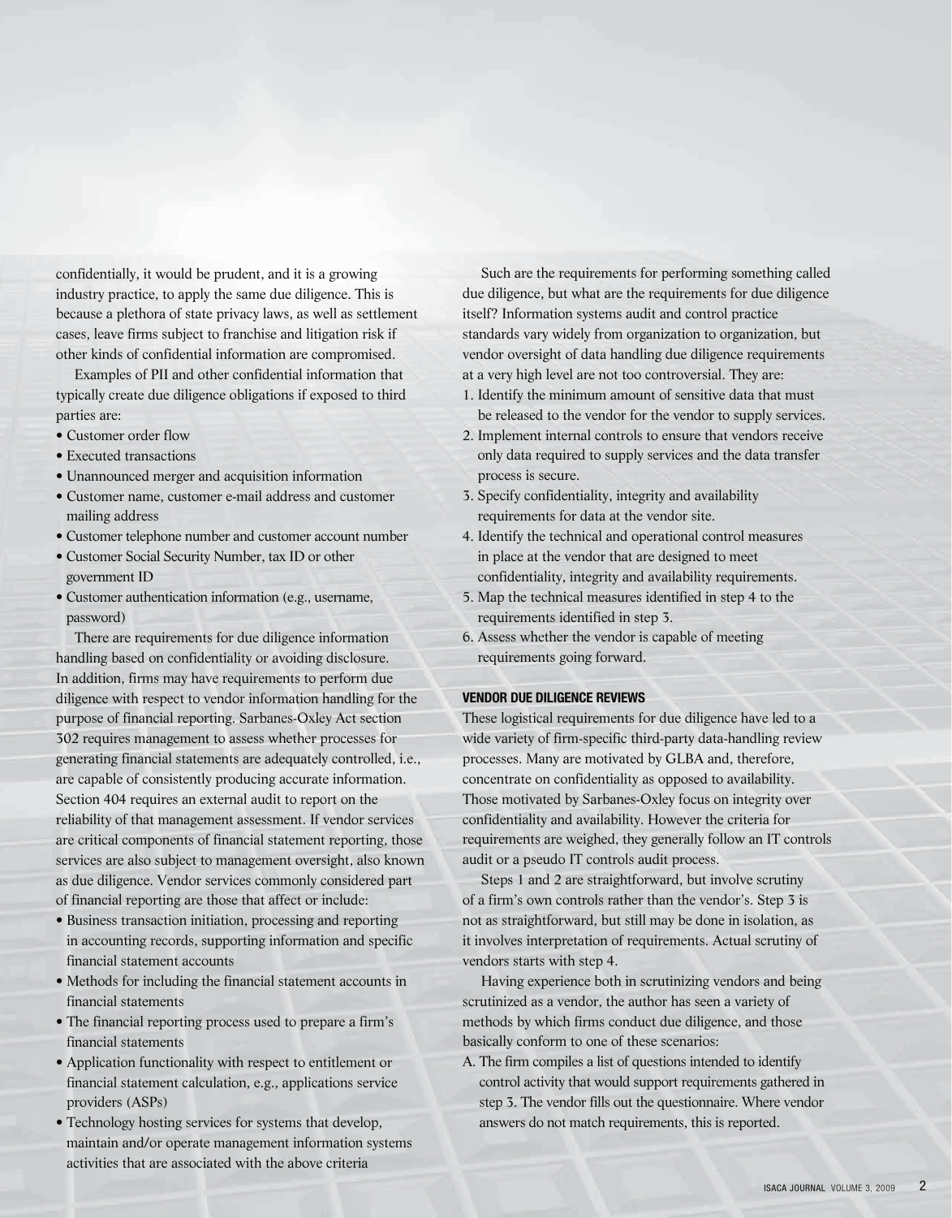confidentially, it would be prudent, and it is a growing industry practice, to apply the same due diligence. This is because a plethora of state privacy laws, as well as settlement cases, leave firms subject to franchise and litigation risk if other kinds of confidential information are compromised.

Examples of PII and other confidential information that typically create due diligence obligations if exposed to third parties are:

- Customer order flow
- Executed transactions
- Unannounced merger and acquisition information
- Customer name, customer e-mail address and customer mailing address
- Customer telephone number and customer account number
- Customer Social Security Number, tax ID or other government ID
- Customer authentication information (e.g., username, password)

There are requirements for due diligence information handling based on confidentiality or avoiding disclosure. In addition, firms may have requirements to perform due diligence with respect to vendor information handling for the purpose of financial reporting. Sarbanes-Oxley Act section 302 requires management to assess whether processes for generating financial statements are adequately controlled, i.e., are capable of consistently producing accurate information. Section 404 requires an external audit to report on the reliability of that management assessment. If vendor services are critical components of financial statement reporting, those services are also subject to management oversight, also known as due diligence. Vendor services commonly considered part of financial reporting are those that affect or include:

- Business transaction initiation, processing and reporting in accounting records, supporting information and specific financial statement accounts
- Methods for including the financial statement accounts in financial statements
- The financial reporting process used to prepare a firm's financial statements
- Application functionality with respect to entitlement or financial statement calculation, e.g., applications service providers (ASPs)
- Technology hosting services for systems that develop, maintain and/or operate management information systems activities that are associated with the above criteria

Such are the requirements for performing something called due diligence, but what are the requirements for due diligence itself? Information systems audit and control practice standards vary widely from organization to organization, but vendor oversight of data handling due diligence requirements at a very high level are not too controversial. They are:

1. Identify the minimum amount of sensitive data that must be released to the vendor for the vendor to supply services.
2. Implement internal controls to ensure that vendors receive only data required to supply services and the data transfer process is secure.
3. Specify confidentiality, integrity and availability requirements for data at the vendor site.
4. Identify the technical and operational control measures in place at the vendor that are designed to meet confidentiality, integrity and availability requirements.
5. Map the technical measures identified in step 4 to the requirements identified in step 3.
6. Assess whether the vendor is capable of meeting requirements going forward.

## VENDOR DUE DILIGENCE REVIEWS

These logistical requirements for due diligence have led to a wide variety of firm-specific third-party data-handling review processes. Many are motivated by GLBA and, therefore, concentrate on confidentiality as opposed to availability. Those motivated by Sarbanes-Oxley focus on integrity over confidentiality and availability. However the criteria for requirements are weighed, they generally follow an IT controls audit or a pseudo IT controls audit process.

Steps 1 and 2 are straightforward, but involve scrutiny of a firm's own controls rather than the vendor's. Step 3 is not as straightforward, but still may be done in isolation, as it involves interpretation of requirements. Actual scrutiny of vendors starts with step 4.

Having experience both in scrutinizing vendors and being scrutinized as a vendor, the author has seen a variety of methods by which firms conduct due diligence, and those basically conform to one of these scenarios:

A. The firm compiles a list of questions intended to identify control activity that would support requirements gathered in step 3. The vendor fills out the questionnaire. Where vendor answers do not match requirements, this is reported.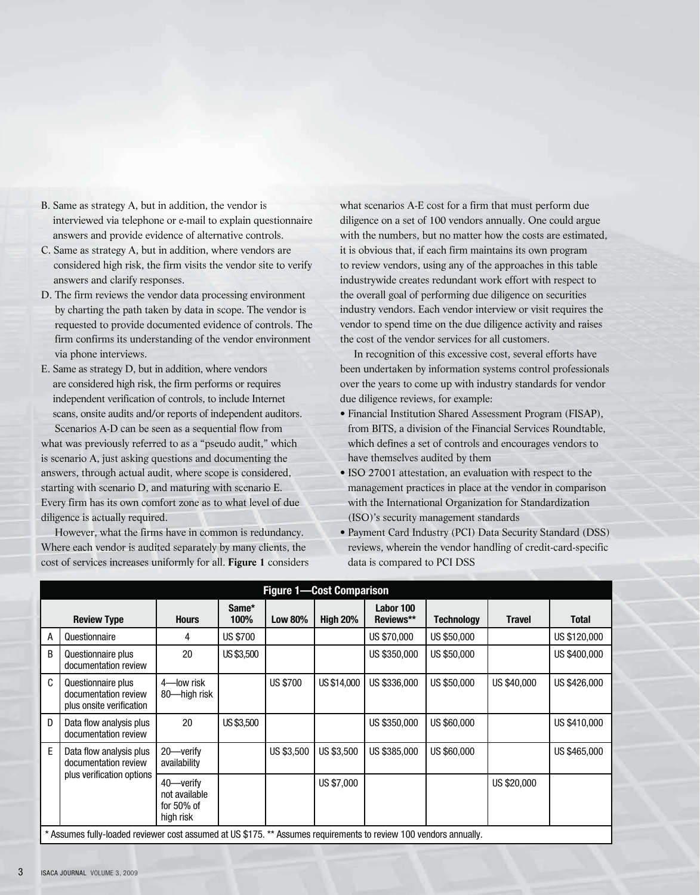B. Same as strategy A, but in addition, the vendor is interviewed via telephone or e-mail to explain questionnaire answers and provide evidence of alternative controls.

C. Same as strategy A, but in addition, where vendors are considered high risk, the firm visits the vendor site to verify answers and clarify responses.

D. The firm reviews the vendor data processing environment by charting the path taken by data in scope. The vendor is requested to provide documented evidence of controls. The firm confirms its understanding of the vendor environment via phone interviews.

E. Same as strategy D, but in addition, where vendors are considered high risk, the firm performs or requires independent verification of controls, to include Internet scans, onsite audits and/or reports of independent auditors.

Scenarios A-D can be seen as a sequential flow from what was previously referred to as a "pseudo audit," which is scenario A, just asking questions and documenting the answers, through actual audit, where scope is considered, starting with scenario D, and maturing with scenario E. Every firm has its own comfort zone as to what level of due diligence is actually required.

However, what the firms have in common is redundancy. Where each vendor is audited separately by many clients, the cost of services increases uniformly for all. **Figure 1** considers what scenarios A-E cost for a firm that must perform due diligence on a set of 100 vendors annually. One could argue with the numbers, but no matter how the costs are estimated, it is obvious that, if each firm maintains its own program to review vendors, using any of the approaches in this table industrywide creates redundant work effort with respect to the overall goal of performing due diligence on securities industry vendors. Each vendor interview or visit requires the vendor to spend time on the due diligence activity and raises the cost of the vendor services for all customers.

In recognition of this excessive cost, several efforts have been undertaken by information systems control professionals over the years to come up with industry standards for vendor due diligence reviews, for example:

- Financial Institution Shared Assessment Program (FISAP), from BITS, a division of the Financial Services Roundtable, which defines a set of controls and encourages vendors to have themselves audited by them
- ISO 27001 attestation, an evaluation with respect to the management practices in place at the vendor in comparison with the International Organization for Standardization (ISO)'s security management standards
- Payment Card Industry (PCI) Data Security Standard (DSS) reviews, wherein the vendor handling of credit-card-specific data is compared to PCI DSS

**Figure 1—Cost Comparison**

| | Review Type | Hours | Same* 100% | Low 80% | High 20% | Labor 100 Reviews** | Technology | Travel | Total |
|---|---|---|---|---|---|---|---|---|---|
| A | Questionnaire | 4 | US $700 | | | US $70,000 | US $50,000 | | US $120,000 |
| B | Questionnaire plus documentation review | 20 | US $3,500 | | | US $350,000 | US $50,000 | | US $400,000 |
| C | Questionnaire plus documentation review plus onsite verification | 4—low risk 80—high risk | | US $700 | US $14,000 | US $336,000 | US $50,000 | US $40,000 | US $426,000 |
| D | Data flow analysis plus documentation review | 20 | US $3,500 | | | US $350,000 | US $60,000 | | US $410,000 |
| E | Data flow analysis plus documentation review plus verification options | 20—verify availability | | US $3,500 | US $3,500 | US $385,000 | US $60,000 | | US $465,000 |
| | | 40—verify not available for 50% of high risk | | | US $7,000 | | | US $20,000 | |

\* Assumes fully-loaded reviewer cost assumed at US $175. ** Assumes requirements to review 100 vendors annually.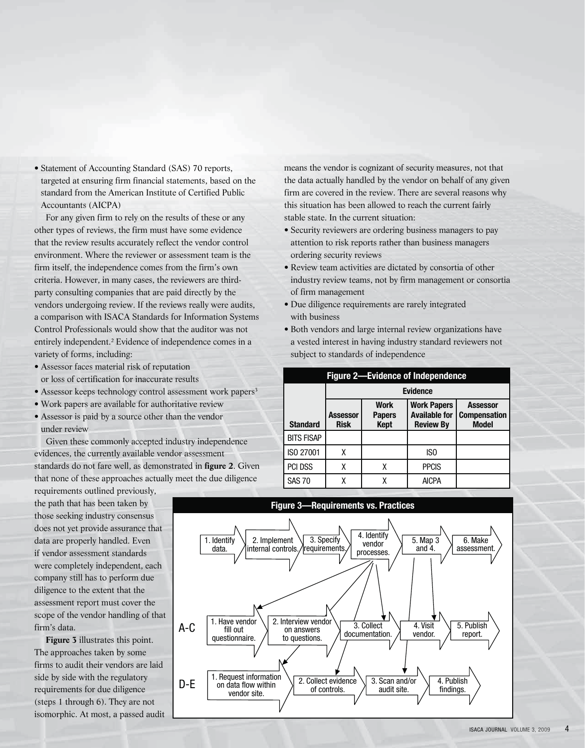- Statement of Accounting Standard (SAS) 70 reports, targeted at ensuring firm financial statements, based on the standard from the American Institute of Certified Public Accountants (AICPA)

For any given firm to rely on the results of these or any other types of reviews, the firm must have some evidence that the review results accurately reflect the vendor control environment. Where the reviewer or assessment team is the firm itself, the independence comes from the firm's own criteria. However, in many cases, the reviewers are third-party consulting companies that are paid directly by the vendors undergoing review. If the reviews really were audits, a comparison with ISACA Standards for Information Systems Control Professionals would show that the auditor was not entirely independent.[2] Evidence of independence comes in a variety of forms, including:

- Assessor faces material risk of reputation or loss of certification for inaccurate results
- Assessor keeps technology control assessment work papers[3]
- Work papers are available for authoritative review
- Assessor is paid by a source other than the vendor under review

Given these commonly accepted industry independence evidences, the currently available vendor assessment standards do not fare well, as demonstrated in **figure 2**. Given that none of these approaches actually meet the due diligence requirements outlined previously, the path that has been taken by those seeking industry consensus does not yet provide assurance that data are properly handled. Even if vendor assessment standards were completely independent, each company still has to perform due diligence to the extent that the assessment report must cover the scope of the vendor handling of that firm's data.

**Figure 3** illustrates this point. The approaches taken by some firms to audit their vendors are laid side by side with the regulatory requirements for due diligence (steps 1 through 6). They are not isomorphic. At most, a passed audit means the vendor is cognizant of security measures, not that the data actually handled by the vendor on behalf of any given firm are covered in the review. There are several reasons why this situation has been allowed to reach the current fairly stable state. In the current situation:

- Security reviewers are ordering business managers to pay attention to risk reports rather than business managers ordering security reviews
- Review team activities are dictated by consortia of other industry review teams, not by firm management or consortia of firm management
- Due diligence requirements are rarely integrated with business
- Both vendors and large internal review organizations have a vested interest in having industry standard reviewers not subject to standards of independence

**Figure 2—Evidence of Independence**

| | Evidence | | | |
|---|---|---|---|---|
| **Standard** | **Assessor Risk** | **Work Papers Kept** | **Work Papers Available for Review By** | **Assessor Compensation Model** |
| BITS FISAP | | | | |
| ISO 27001 | X | | ISO | |
| PCI DSS | X | X | PPCIS | |
| SAS 70 | X | X | AICPA | |

**Figure 3—Requirements vs. Practices**

1. Identify data. → 2. Implement internal controls. → 3. Specify requirements. → 4. Identify vendor processes. → 5. Map 3 and 4. → 6. Make assessment.

A-C: 1. Have vendor fill out questionnaire. → 2. Interview vendor on answers to questions. → 3. Collect documentation. → 4. Visit vendor. → 5. Publish report.

D-E: 1. Request information on data flow within vendor site. → 2. Collect evidence of controls. → 3. Scan and/or audit site. → 4. Publish findings.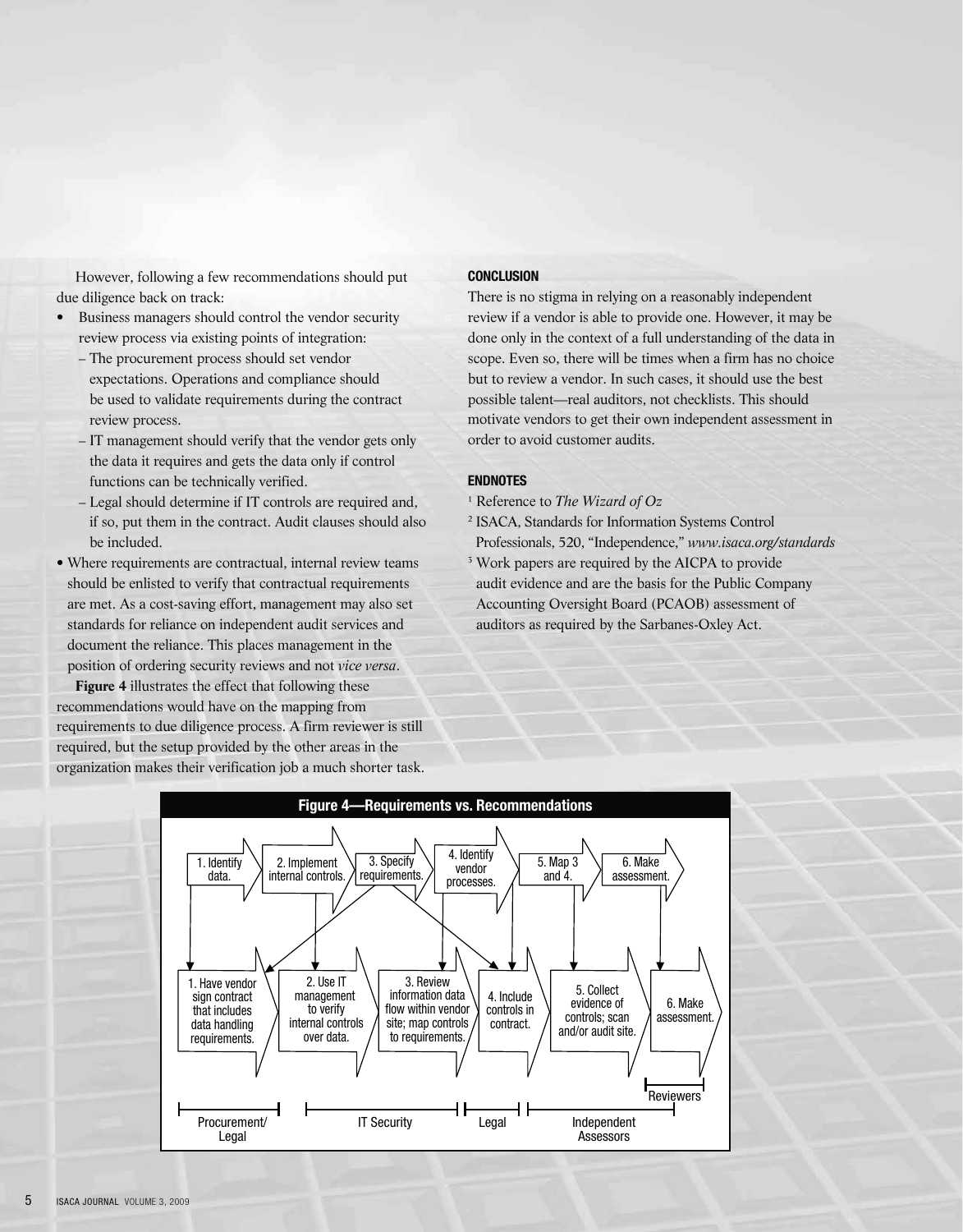However, following a few recommendations should put due diligence back on track:

- Business managers should control the vendor security review process via existing points of integration:
  - The procurement process should set vendor expectations. Operations and compliance should be used to validate requirements during the contract review process.
  - IT management should verify that the vendor gets only the data it requires and gets the data only if control functions can be technically verified.
  - Legal should determine if IT controls are required and, if so, put them in the contract. Audit clauses should also be included.
- Where requirements are contractual, internal review teams should be enlisted to verify that contractual requirements are met. As a cost-saving effort, management may also set standards for reliance on independent audit services and document the reliance. This places management in the position of ordering security reviews and not *vice versa*.

**Figure 4** illustrates the effect that following these recommendations would have on the mapping from requirements to due diligence process. A firm reviewer is still required, but the setup provided by the other areas in the organization makes their verification job a much shorter task.

## CONCLUSION

There is no stigma in relying on a reasonably independent review if a vendor is able to provide one. However, it may be done only in the context of a full understanding of the data in scope. Even so, there will be times when a firm has no choice but to review a vendor. In such cases, it should use the best possible talent—real auditors, not checklists. This should motivate vendors to get their own independent assessment in order to avoid customer audits.

## ENDNOTES

[1] Reference to *The Wizard of Oz*

[2] ISACA, Standards for Information Systems Control Professionals, 520, "Independence," *www.isaca.org/standards*

[3] Work papers are required by the AICPA to provide audit evidence and are the basis for the Public Company Accounting Oversight Board (PCAOB) assessment of auditors as required by the Sarbanes-Oxley Act.

**Figure 4—Requirements vs. Recommendations**

1. Identify data.
2. Implement internal controls.
3. Specify requirements.
4. Identify vendor processes.
5. Map 3 and 4.
6. Make assessment.

1. Have vendor sign contract that includes data handling requirements.
2. Use IT management to verify internal controls over data.
3. Review information data flow within vendor site; map controls to requirements.
4. Include controls in contract.
5. Collect evidence of controls; scan and/or audit site.
6. Make assessment.

Procurement/ Legal

IT Security

Legal

Independent Assessors

Reviewers